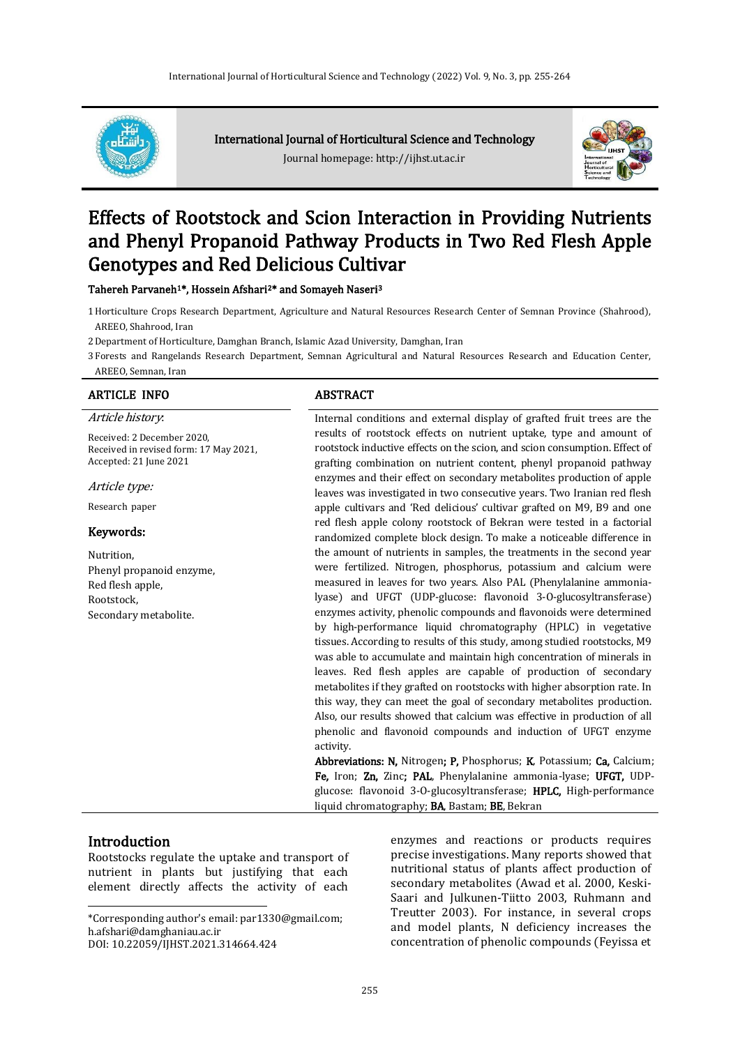International Journal of Horticultural Science and Technology

Journal homepage: http://ijhst.ut.ac.ir

# Effects of Rootstock and Scion Interaction in Providing Nutrients and Phenyl Propanoid Pathway Products in Two Red Flesh Apple Genotypes and Red Delicious Cultivar

**Tahereh Parvaneh[1]*, Hossein Afshari[2]* and Somayeh Naseri[3]**

1 Horticulture Crops Research Department, Agriculture and Natural Resources Research Center of Semnan Province (Shahrood), AREEO, Shahrood, Iran

2 Department of Horticulture, Damghan Branch, Islamic Azad University, Damghan, Iran

3 Forests and Rangelands Research Department, Semnan Agricultural and Natural Resources Research and Education Center, AREEO, Semnan, Iran

## ARTICLE INFO

*Article history*:

Received: 2 December 2020,
Received in revised form: 17 May 2021,
Accepted: 21 June 2021

*Article type:*

Research paper

**Keywords:**

Nutrition,
Phenyl propanoid enzyme,
Red flesh apple,
Rootstock,
Secondary metabolite.

## ABSTRACT

Internal conditions and external display of grafted fruit trees are the results of rootstock effects on nutrient uptake, type and amount of rootstock inductive effects on the scion, and scion consumption. Effect of grafting combination on nutrient content, phenyl propanoid pathway enzymes and their effect on secondary metabolites production of apple leaves was investigated in two consecutive years. Two Iranian red flesh apple cultivars and 'Red delicious' cultivar grafted on M9, B9 and one red flesh apple colony rootstock of Bekran were tested in a factorial randomized complete block design. To make a noticeable difference in the amount of nutrients in samples, the treatments in the second year were fertilized. Nitrogen, phosphorus, potassium and calcium were measured in leaves for two years. Also PAL (Phenylalanine ammonia-lyase) and UFGT (UDP-glucose: flavonoid 3-O-glucosyltransferase) enzymes activity, phenolic compounds and flavonoids were determined by high-performance liquid chromatography (HPLC) in vegetative tissues. According to results of this study, among studied rootstocks, M9 was able to accumulate and maintain high concentration of minerals in leaves. Red flesh apples are capable of production of secondary metabolites if they grafted on rootstocks with higher absorption rate. In this way, they can meet the goal of secondary metabolites production. Also, our results showed that calcium was effective in production of all phenolic and flavonoid compounds and induction of UFGT enzyme activity.

**Abbreviations: N,** Nitrogen; **P,** Phosphorus; **K**, Potassium; **Ca,** Calcium; **Fe,** Iron; **Zn,** Zinc; **PAL**, Phenylalanine ammonia-lyase; **UFGT,** UDP-glucose: flavonoid 3-O-glucosyltransferase; **HPLC,** High-performance liquid chromatography; **BA**, Bastam; **BE**, Bekran

## Introduction

Rootstocks regulate the uptake and transport of nutrient in plants but justifying that each element directly affects the activity of each enzymes and reactions or products requires precise investigations. Many reports showed that nutritional status of plants affect production of secondary metabolites (Awad et al. 2000, Keski-Saari and Julkunen-Tiitto 2003, Ruhmann and Treutter 2003). For instance, in several crops and model plants, N deficiency increases the concentration of phenolic compounds (Feyissa et

*Corresponding author's email: par1330@gmail.com; h.afshari@damghaniau.ac.ir

DOI: 10.22059/IJHST.2021.314664.424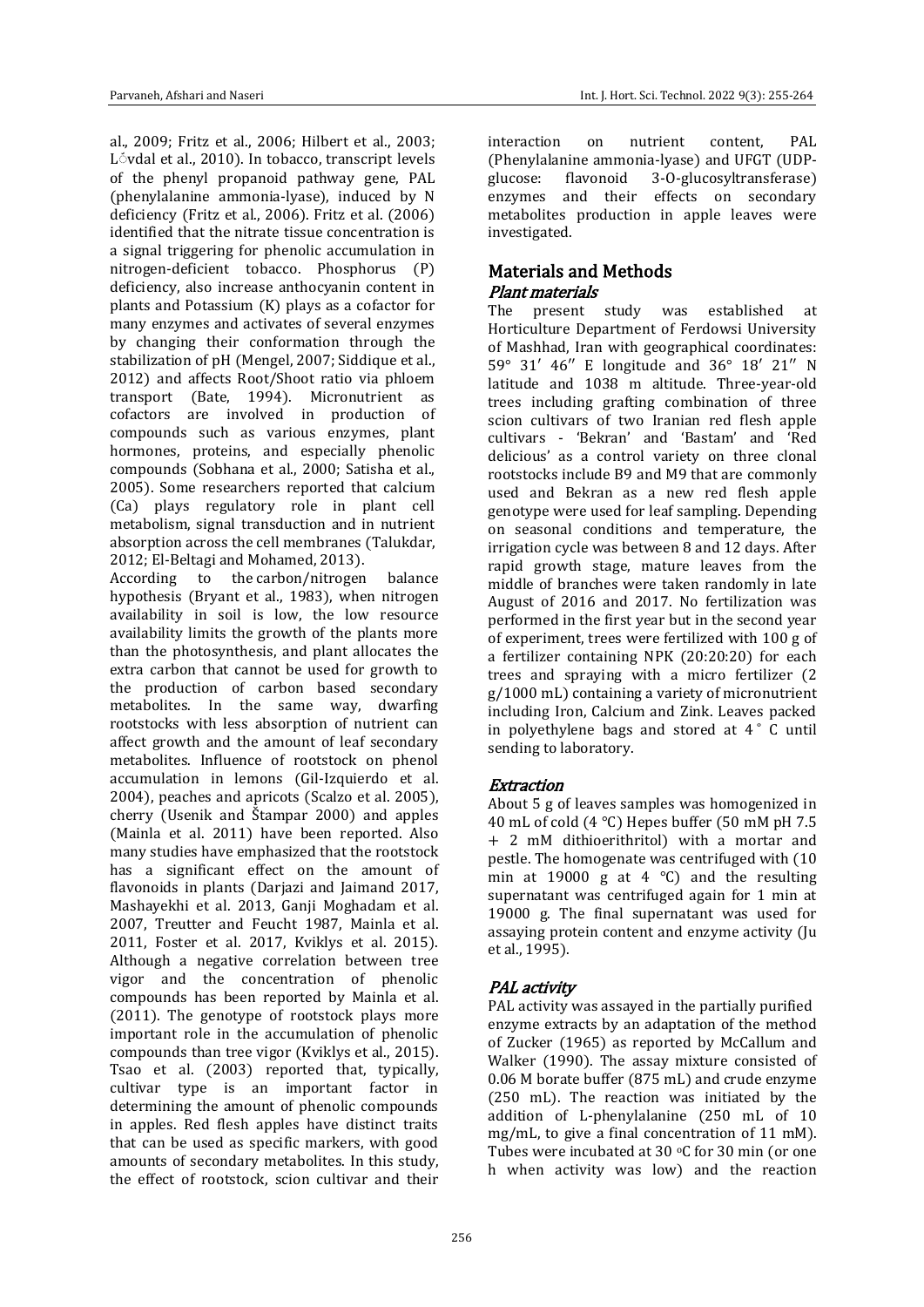al., 2009; Fritz et al., 2006; Hilbert et al., 2003; Lővdal et al., 2010). In tobacco, transcript levels of the phenyl propanoid pathway gene, PAL (phenylalanine ammonia-lyase), induced by N deficiency (Fritz et al., 2006). Fritz et al. (2006) identified that the nitrate tissue concentration is a signal triggering for phenolic accumulation in nitrogen-deficient tobacco. Phosphorus (P) deficiency, also increase anthocyanin content in plants and Potassium (K) plays as a cofactor for many enzymes and activates of several enzymes by changing their conformation through the stabilization of pH (Mengel, 2007; Siddique et al., 2012) and affects Root/Shoot ratio via phloem transport (Bate, 1994). Micronutrient as cofactors are involved in production of compounds such as various enzymes, plant hormones, proteins, and especially phenolic compounds (Sobhana et al., 2000; Satisha et al., 2005). Some researchers reported that calcium (Ca) plays regulatory role in plant cell metabolism, signal transduction and in nutrient absorption across the cell membranes (Talukdar, 2012; El-Beltagi and Mohamed, 2013).

According to the carbon/nitrogen balance hypothesis (Bryant et al., 1983), when nitrogen availability in soil is low, the low resource availability limits the growth of the plants more than the photosynthesis, and plant allocates the extra carbon that cannot be used for growth to the production of carbon based secondary metabolites. In the same way, dwarfing rootstocks with less absorption of nutrient can affect growth and the amount of leaf secondary metabolites. Influence of rootstock on phenol accumulation in lemons (Gil-Izquierdo et al. 2004), peaches and apricots (Scalzo et al. 2005), cherry (Usenik and Štampar 2000) and apples (Mainla et al. 2011) have been reported. Also many studies have emphasized that the rootstock has a significant effect on the amount of flavonoids in plants (Darjazi and Jaimand 2017, Mashayekhi et al. 2013, Ganji Moghadam et al. 2007, Treutter and Feucht 1987, Mainla et al. 2011, Foster et al. 2017, Kviklys et al. 2015). Although a negative correlation between tree vigor and the concentration of phenolic compounds has been reported by Mainla et al. (2011). The genotype of rootstock plays more important role in the accumulation of phenolic compounds than tree vigor (Kviklys et al., 2015). Tsao et al. (2003) reported that, typically, cultivar type is an important factor in determining the amount of phenolic compounds in apples. Red flesh apples have distinct traits that can be used as specific markers, with good amounts of secondary metabolites. In this study, the effect of rootstock, scion cultivar and their interaction on nutrient content, PAL (Phenylalanine ammonia-lyase) and UFGT (UDP-glucose: flavonoid 3-O-glucosyltransferase) enzymes and their effects on secondary metabolites production in apple leaves were investigated.

## Materials and Methods

### *Plant materials*

The present study was established at Horticulture Department of Ferdowsi University of Mashhad, Iran with geographical coordinates: 59° 31′ 46′′ E longitude and 36° 18′ 21′′ N latitude and 1038 m altitude. Three-year-old trees including grafting combination of three scion cultivars of two Iranian red flesh apple cultivars - 'Bekran' and 'Bastam' and 'Red delicious' as a control variety on three clonal rootstocks include B9 and M9 that are commonly used and Bekran as a new red flesh apple genotype were used for leaf sampling. Depending on seasonal conditions and temperature, the irrigation cycle was between 8 and 12 days. After rapid growth stage, mature leaves from the middle of branches were taken randomly in late August of 2016 and 2017. No fertilization was performed in the first year but in the second year of experiment, trees were fertilized with 100 g of a fertilizer containing NPK (20:20:20) for each trees and spraying with a micro fertilizer (2 g/1000 mL) containing a variety of micronutrient including Iron, Calcium and Zink. Leaves packed in polyethylene bags and stored at 4 ° C until sending to laboratory.

### *Extraction*

About 5 g of leaves samples was homogenized in 40 mL of cold (4 °C) Hepes buffer (50 mM pH 7.5 + 2 mM dithioerithritol) with a mortar and pestle. The homogenate was centrifuged with (10 min at 19000 g at 4 °C) and the resulting supernatant was centrifuged again for 1 min at 19000 g. The final supernatant was used for assaying protein content and enzyme activity (Ju et al., 1995).

### *PAL activity*

PAL activity was assayed in the partially purified enzyme extracts by an adaptation of the method of Zucker (1965) as reported by McCallum and Walker (1990). The assay mixture consisted of 0.06 M borate buffer (875 mL) and crude enzyme (250 mL). The reaction was initiated by the addition of L-phenylalanine (250 mL of 10 mg/mL, to give a final concentration of 11 mM). Tubes were incubated at 30 °C for 30 min (or one h when activity was low) and the reaction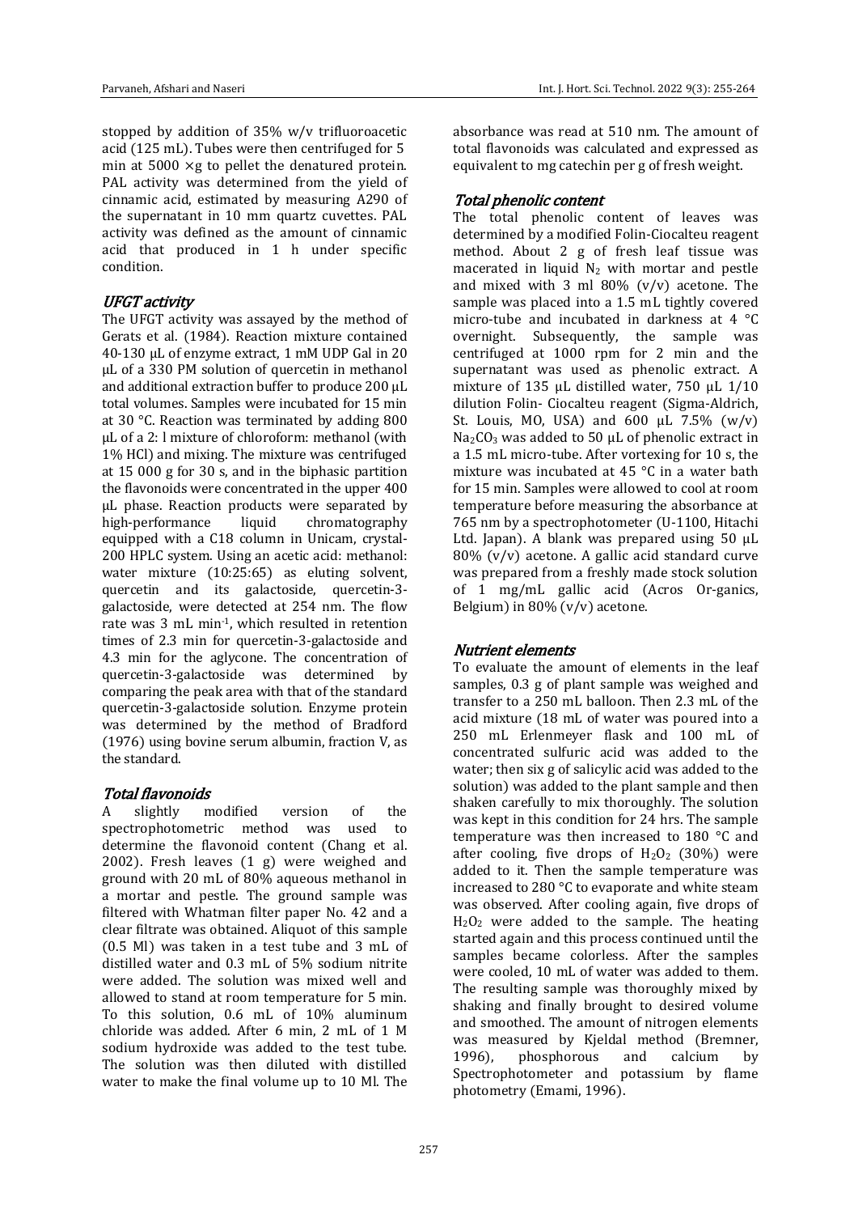stopped by addition of 35% w/v trifluoroacetic acid (125 mL). Tubes were then centrifuged for 5 min at 5000 ×g to pellet the denatured protein. PAL activity was determined from the yield of cinnamic acid, estimated by measuring A290 of the supernatant in 10 mm quartz cuvettes. PAL activity was defined as the amount of cinnamic acid that produced in 1 h under specific condition.

### *UFGT activity*

The UFGT activity was assayed by the method of Gerats et al. (1984). Reaction mixture contained 40-130 µL of enzyme extract, 1 mM UDP Gal in 20 µL of a 330 PM solution of quercetin in methanol and additional extraction buffer to produce 200 µL total volumes. Samples were incubated for 15 min at 30 °C. Reaction was terminated by adding 800 µL of a 2: l mixture of chloroform: methanol (with 1% HCl) and mixing. The mixture was centrifuged at 15 000 g for 30 s, and in the biphasic partition the flavonoids were concentrated in the upper 400 µL phase. Reaction products were separated by high-performance liquid chromatography equipped with a C18 column in Unicam, crystal-200 HPLC system. Using an acetic acid: methanol: water mixture (10:25:65) as eluting solvent, quercetin and its galactoside, quercetin-3-galactoside, were detected at 254 nm. The flow rate was 3 mL min$^{-1}$, which resulted in retention times of 2.3 min for quercetin-3-galactoside and 4.3 min for the aglycone. The concentration of quercetin-3-galactoside was determined by comparing the peak area with that of the standard quercetin-3-galactoside solution. Enzyme protein was determined by the method of Bradford (1976) using bovine serum albumin, fraction V, as the standard.

### *Total flavonoids*

A slightly modified version of the spectrophotometric method was used to determine the flavonoid content (Chang et al. 2002). Fresh leaves (1 g) were weighed and ground with 20 mL of 80% aqueous methanol in a mortar and pestle. The ground sample was filtered with Whatman filter paper No. 42 and a clear filtrate was obtained. Aliquot of this sample (0.5 Ml) was taken in a test tube and 3 mL of distilled water and 0.3 mL of 5% sodium nitrite were added. The solution was mixed well and allowed to stand at room temperature for 5 min. To this solution, 0.6 mL of 10% aluminum chloride was added. After 6 min, 2 mL of 1 M sodium hydroxide was added to the test tube. The solution was then diluted with distilled water to make the final volume up to 10 Ml. The absorbance was read at 510 nm. The amount of total flavonoids was calculated and expressed as equivalent to mg catechin per g of fresh weight.

### *Total phenolic content*

The total phenolic content of leaves was determined by a modified Folin-Ciocalteu reagent method. About 2 g of fresh leaf tissue was macerated in liquid $N_2$ with mortar and pestle and mixed with 3 ml 80% (v/v) acetone. The sample was placed into a 1.5 mL tightly covered micro-tube and incubated in darkness at 4 °C overnight. Subsequently, the sample was centrifuged at 1000 rpm for 2 min and the supernatant was used as phenolic extract. A mixture of 135 µL distilled water, 750 µL 1/10 dilution Folin- Ciocalteu reagent (Sigma-Aldrich, St. Louis, MO, USA) and 600 µL 7.5% (w/v) $Na_2CO_3$ was added to 50 µL of phenolic extract in a 1.5 mL micro-tube. After vortexing for 10 s, the mixture was incubated at 45 °C in a water bath for 15 min. Samples were allowed to cool at room temperature before measuring the absorbance at 765 nm by a spectrophotometer (U-1100, Hitachi Ltd. Japan). A blank was prepared using 50 µL 80% (v/v) acetone. A gallic acid standard curve was prepared from a freshly made stock solution of 1 mg/mL gallic acid (Acros Or-ganics, Belgium) in 80% (v/v) acetone.

### *Nutrient elements*

To evaluate the amount of elements in the leaf samples, 0.3 g of plant sample was weighed and transfer to a 250 mL balloon. Then 2.3 mL of the acid mixture (18 mL of water was poured into a 250 mL Erlenmeyer flask and 100 mL of concentrated sulfuric acid was added to the water; then six g of salicylic acid was added to the solution) was added to the plant sample and then shaken carefully to mix thoroughly. The solution was kept in this condition for 24 hrs. The sample temperature was then increased to 180 °C and after cooling, five drops of $H_2O_2$ (30%) were added to it. Then the sample temperature was increased to 280 °C to evaporate and white steam was observed. After cooling again, five drops of $H_2O_2$ were added to the sample. The heating started again and this process continued until the samples became colorless. After the samples were cooled, 10 mL of water was added to them. The resulting sample was thoroughly mixed by shaking and finally brought to desired volume and smoothed. The amount of nitrogen elements was measured by Kjeldal method (Bremner, 1996), phosphorous and calcium by Spectrophotometer and potassium by flame photometry (Emami, 1996).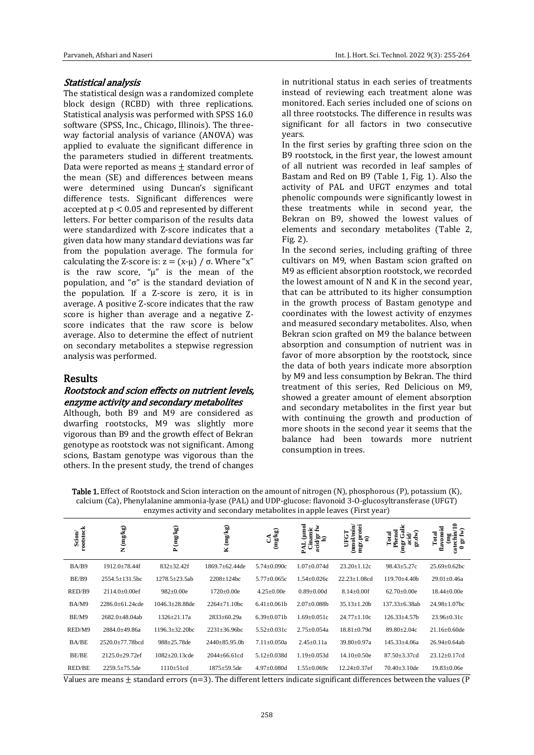### *Statistical analysis*

The statistical design was a randomized complete block design (RCBD) with three replications. Statistical analysis was performed with SPSS 16.0 software (SPSS, Inc., Chicago, Illinois). The three-way factorial analysis of variance (ANOVA) was applied to evaluate the significant difference in the parameters studied in different treatments. Data were reported as means ± standard error of the mean (SE) and differences between means were determined using Duncan's significant difference tests. Significant differences were accepted at $p < 0.05$ and represented by different letters. For better comparison of the results data were standardized with Z-score indicates that a given data how many standard deviations was far from the population average. The formula for calculating the Z-score is: $z = (x\text{-}\mu) / \sigma$. Where "x" is the raw score, "μ" is the mean of the population, and "σ" is the standard deviation of the population. If a Z-score is zero, it is in average. A positive Z-score indicates that the raw score is higher than average and a negative Z-score indicates that the raw score is below average. Also to determine the effect of nutrient on secondary metabolites a stepwise regression analysis was performed.

## Results

### *Rootstock and scion effects on nutrient levels, enzyme activity and secondary metabolites*

Although, both B9 and M9 are considered as dwarfing rootstocks, M9 was slightly more vigorous than B9 and the growth effect of Bekran genotype as rootstock was not significant. Among scions, Bastam genotype was vigorous than the others. In the present study, the trend of changes in nutritional status in each series of treatments instead of reviewing each treatment alone was monitored. Each series included one of scions on all three rootstocks. The difference in results was significant for all factors in two consecutive years.

In the first series by grafting three scion on the B9 rootstock, in the first year, the lowest amount of all nutrient was recorded in leaf samples of Bastam and Red on B9 (Table 1, Fig. 1). Also the activity of PAL and UFGT enzymes and total phenolic compounds were significantly lowest in these treatments while in second year, the Bekran on B9, showed the lowest values of elements and secondary metabolites (Table 2, Fig. 2).

In the second series, including grafting of three cultivars on M9, when Bastam scion grafted on M9 as efficient absorption rootstock, we recorded the lowest amount of N and K in the second year, that can be attributed to its higher consumption in the growth process of Bastam genotype and coordinates with the lowest activity of enzymes and measured secondary metabolites. Also, when Bekran scion grafted on M9 the balance between absorption and consumption of nutrient was in favor of more absorption by the rootstock, since the data of both years indicate more absorption by M9 and less consumption by Bekran. The third treatment of this series, Red Delicious on M9, showed a greater amount of element absorption and secondary metabolites in the first year but with continuing the growth and production of more shoots in the second year it seems that the balance had been towards more nutrient consumption in trees.

**Table 1.** Effect of Rootstock and Scion interaction on the amount of nitrogen (N), phosphorous (P), potassium (K), calcium (Ca), Phenylalanine ammonia-lyase (PAL) and UDP-glucose: flavonoid 3-O-glucosyltransferase (UFGT) enzymes activity and secondary metabolites in apple leaves (First year)

| Scion/ rootstock | N (mg/kg) | P (mg/kg) | K (mg/kg) | CA (mg/kg) | PAL (µmol Cinamic acid/gr fw h) | UFGT (nmol/min/ mgr-protein) | Total Phenol (mgr Galic acid/ gr.dw) | Total flavonoid (mg catechin/100 gr fw) |
|---|---|---|---|---|---|---|---|---|
| BA/B9 | 1912.0±78.44f | 832±32.42f | 1869.7±62.44de | 5.74±0.090c | 1.07±0.074d | 23.20±1.12c | 98.43±5.27c | 25.69±0.62bc |
| BE/B9 | 2554.5±131.5bc | 1278.5±23.5ab | 2208±124bc | 5.77±0.065c | 1.54±0.026c | 22.23±1.08cd | 119.70±4.40b | 29.01±0.46a |
| RED/B9 | 2114.0±0.00ef | 982±0.00e | 1720±0.00e | 4.25±0.00e | 0.89±0.00d | 8.14±0.00f | 62.70±0.00e | 18.44±0.00e |
| BA/M9 | 2286.0±61.24cde | 1046.3±28.88de | 2264±71.10bc | 6.41±0.061b | 2.07±0.088b | 35.13±1.20b | 137.33±6.38ab | 24.98±1.07bc |
| BE/M9 | 2682.0±48.04ab | 1326±21.17a | 2833±60.29a | 6.39±0.071b | 1.69±0.051c | 24.77±1.10c | 126.33±4.57b | 23.96±0.31c |
| RED/M9 | 2884.0±49.86a | 1196.3±32.20bc | 2231±36.96bc | 5.52±0.031c | 2.75±0.054a | 18.81±0.79d | 89.80±2.04c | 21.16±0.60de |
| BA/BE | 2520.0±77.78bcd | 988±25.78de | 2440±85.90.0b | 7.11±0.050a | 2.45±0.11a | 39.80±0.97a | 145.33±4.06a | 26.94±0.64ab |
| BE/BE | 2125.0±29.72ef | 1082±20.13cde | 2044±66.61cd | 5.12±0.038d | 1.19±0.053d | 14.10±0.50e | 87.50±3.37cd | 23.12±0.17cd |
| RED/BE | 2259.5±75.5de | 1110±51cd | 1875±59.5de | 4.97±0.080d | 1.55±0.069c | 12.24±0.37ef | 70.40±3.10de | 19.83±0.06e |

Values are means ± standard errors (n=3). The different letters indicate significant differences between the values (P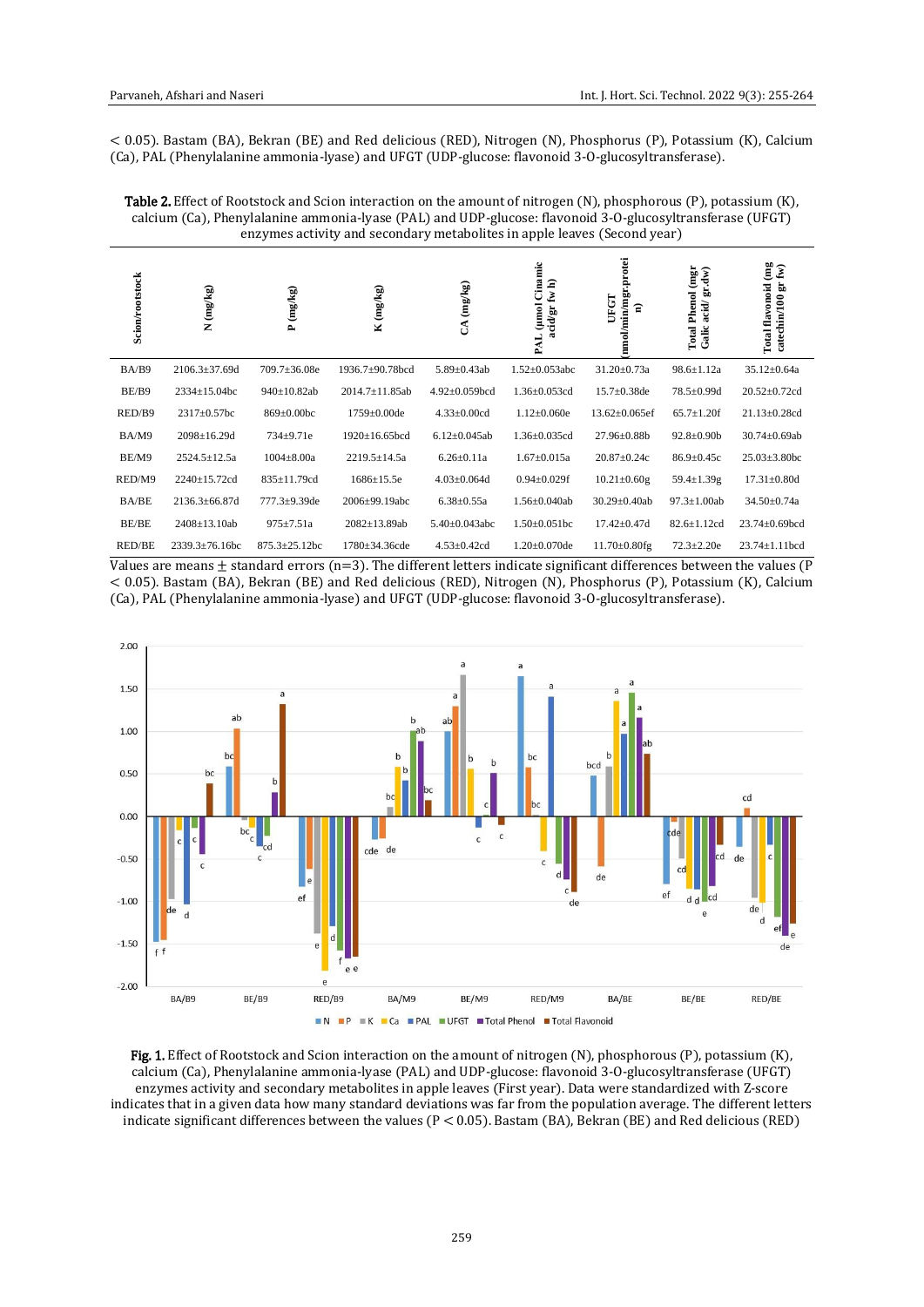< 0.05). Bastam (BA), Bekran (BE) and Red delicious (RED), Nitrogen (N), Phosphorus (P), Potassium (K), Calcium (Ca), PAL (Phenylalanine ammonia-lyase) and UFGT (UDP-glucose: flavonoid 3-O-glucosyltransferase).

**Table 2.** Effect of Rootstock and Scion interaction on the amount of nitrogen (N), phosphorous (P), potassium (K), calcium (Ca), Phenylalanine ammonia-lyase (PAL) and UDP-glucose: flavonoid 3-O-glucosyltransferase (UFGT) enzymes activity and secondary metabolites in apple leaves (Second year)

| Scion/rootstock | N (mg/kg) | P (mg/kg) | K (mg/kg) | CA (mg/kg) | PAL (µmol Cinamic acid/gr fw h) | UFGT (nmol/min/mgr.protein) | Total Phenol (mgr Galic acid/ gr.dw) | Total flavonoid (mg catechin/100 gr fw) |
|---|---|---|---|---|---|---|---|---|
| BA/B9 | 2106.3±37.69d | 709.7±36.08e | 1936.7±90.78bcd | 5.89±0.43ab | 1.52±0.053abc | 31.20±0.73a | 98.6±1.12a | 35.12±0.64a |
| BE/B9 | 2334±15.04bc | 940±10.82ab | 2014.7±11.85ab | 4.92±0.059bcd | 1.36±0.053cd | 15.7±0.38de | 78.5±0.99d | 20.52±0.72cd |
| RED/B9 | 2317±0.57bc | 869±0.00bc | 1759±0.00de | 4.33±0.00cd | 1.12±0.060e | 13.62±0.065ef | 65.7±1.20f | 21.13±0.28cd |
| BA/M9 | 2098±16.29d | 734±9.71e | 1920±16.65bcd | 6.12±0.045ab | 1.36±0.035cd | 27.96±0.88b | 92.8±0.90b | 30.74±0.69ab |
| BE/M9 | 2524.5±12.5a | 1004±8.00a | 2219.5±14.5a | 6.26±0.11a | 1.67±0.015a | 20.87±0.24c | 86.9±0.45c | 25.03±3.80bc |
| RED/M9 | 2240±15.72cd | 835±11.79cd | 1686±15.5e | 4.03±0.064d | 0.94±0.029f | 10.21±0.60g | 59.4±1.39g | 17.31±0.80d |
| BA/BE | 2136.3±66.87d | 777.3±9.39de | 2006±99.19abc | 6.38±0.55a | 1.56±0.040ab | 30.29±0.40ab | 97.3±1.00ab | 34.50±0.74a |
| BE/BE | 2408±13.10ab | 975±7.51a | 2082±13.89ab | 5.40±0.043abc | 1.50±0.051bc | 17.42±0.47d | 82.6±1.12cd | 23.74±0.69bcd |
| RED/BE | 2339.3±76.16bc | 875.3±25.12bc | 1780±34.36cde | 4.53±0.42cd | 1.20±0.070de | 11.70±0.80fg | 72.3±2.20e | 23.74±1.11bcd |

Values are means ± standard errors (n=3). The different letters indicate significant differences between the values ($P < 0.05$). Bastam (BA), Bekran (BE) and Red delicious (RED), Nitrogen (N), Phosphorus (P), Potassium (K), Calcium (Ca), PAL (Phenylalanine ammonia-lyase) and UFGT (UDP-glucose: flavonoid 3-O-glucosyltransferase).

**Fig. 1.** Effect of Rootstock and Scion interaction on the amount of nitrogen (N), phosphorous (P), potassium (K), calcium (Ca), Phenylalanine ammonia-lyase (PAL) and UDP-glucose: flavonoid 3-O-glucosyltransferase (UFGT) enzymes activity and secondary metabolites in apple leaves (First year). Data were standardized with Z-score indicates that in a given data how many standard deviations was far from the population average. The different letters indicate significant differences between the values ($P < 0.05$). Bastam (BA), Bekran (BE) and Red delicious (RED)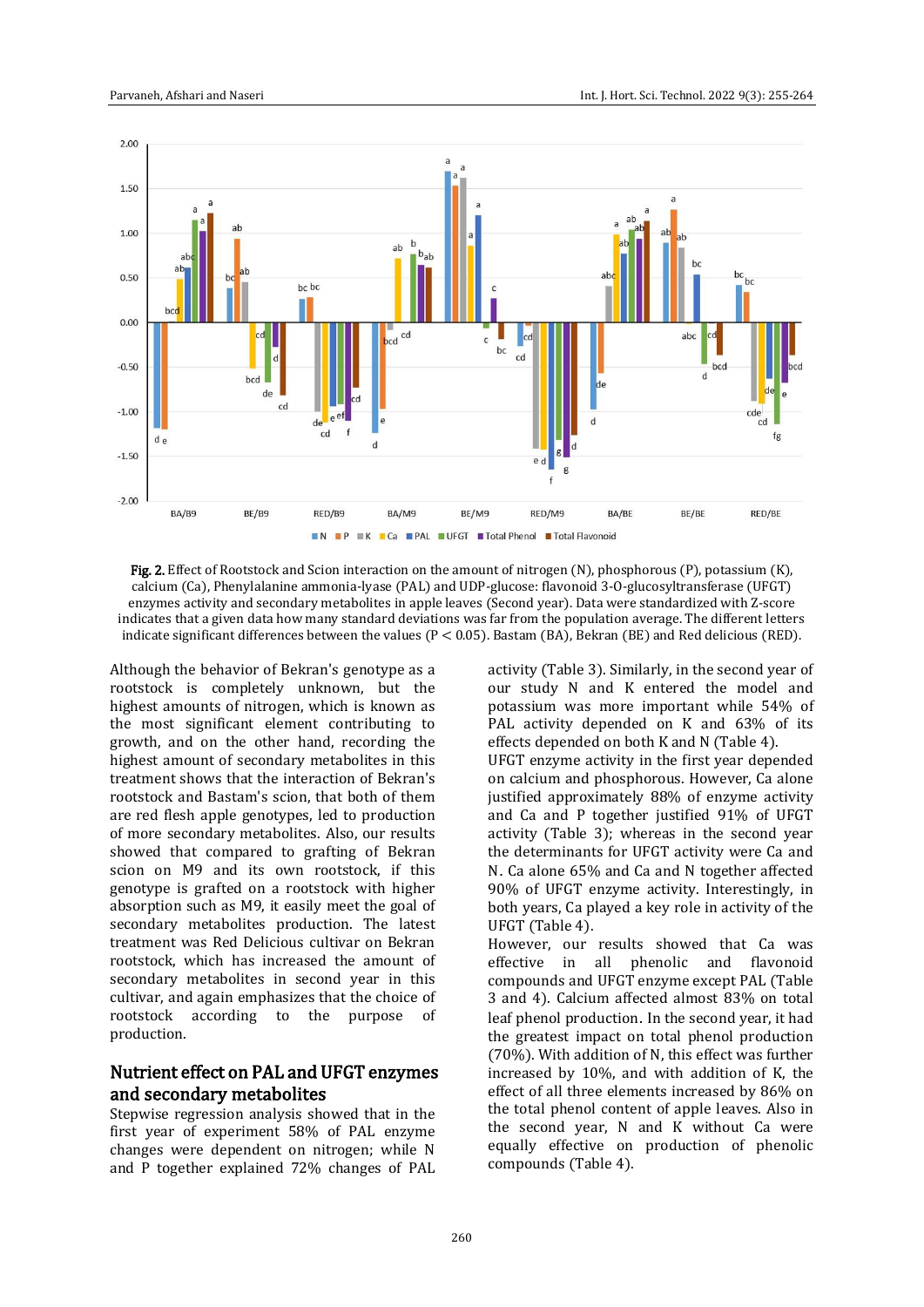**Fig. 2.** Effect of Rootstock and Scion interaction on the amount of nitrogen (N), phosphorous (P), potassium (K), calcium (Ca), Phenylalanine ammonia-lyase (PAL) and UDP-glucose: flavonoid 3-O-glucosyltransferase (UFGT) enzymes activity and secondary metabolites in apple leaves (Second year). Data were standardized with Z-score indicates that a given data how many standard deviations was far from the population average. The different letters indicate significant differences between the values ($P < 0.05$). Bastam (BA), Bekran (BE) and Red delicious (RED).

Although the behavior of Bekran's genotype as a rootstock is completely unknown, but the highest amounts of nitrogen, which is known as the most significant element contributing to growth, and on the other hand, recording the highest amount of secondary metabolites in this treatment shows that the interaction of Bekran's rootstock and Bastam's scion, that both of them are red flesh apple genotypes, led to production of more secondary metabolites. Also, our results showed that compared to grafting of Bekran scion on M9 and its own rootstock, if this genotype is grafted on a rootstock with higher absorption such as M9, it easily meet the goal of secondary metabolites production. The latest treatment was Red Delicious cultivar on Bekran rootstock, which has increased the amount of secondary metabolites in second year in this cultivar, and again emphasizes that the choice of rootstock according to the purpose of production.

## Nutrient effect on PAL and UFGT enzymes and secondary metabolites

Stepwise regression analysis showed that in the first year of experiment 58% of PAL enzyme changes were dependent on nitrogen; while N and P together explained 72% changes of PAL activity (Table 3). Similarly, in the second year of our study N and K entered the model and potassium was more important while 54% of PAL activity depended on K and 63% of its effects depended on both K and N (Table 4).

UFGT enzyme activity in the first year depended on calcium and phosphorous. However, Ca alone justified approximately 88% of enzyme activity and Ca and P together justified 91% of UFGT activity (Table 3); whereas in the second year the determinants for UFGT activity were Ca and N. Ca alone 65% and Ca and N together affected 90% of UFGT enzyme activity. Interestingly, in both years, Ca played a key role in activity of the UFGT (Table 4).

However, our results showed that Ca was effective in all phenolic and flavonoid compounds and UFGT enzyme except PAL (Table 3 and 4). Calcium affected almost 83% on total leaf phenol production. In the second year, it had the greatest impact on total phenol production (70%). With addition of N, this effect was further increased by 10%, and with addition of K, the effect of all three elements increased by 86% on the total phenol content of apple leaves. Also in the second year, N and K without Ca were equally effective on production of phenolic compounds (Table 4).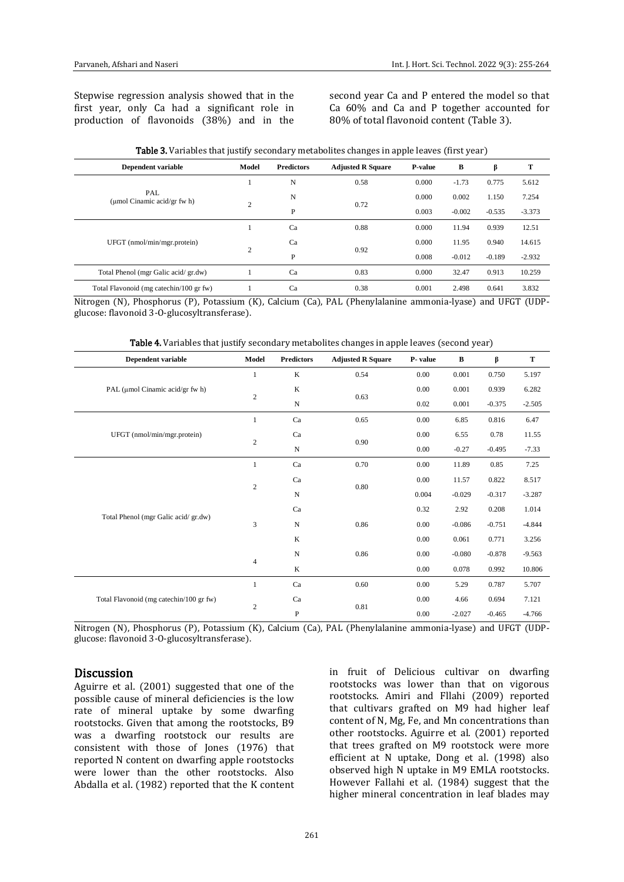Stepwise regression analysis showed that in the first year, only Ca had a significant role in production of flavonoids (38%) and in the second year Ca and P entered the model so that Ca 60% and Ca and P together accounted for 80% of total flavonoid content (Table 3).

**Table 3.** Variables that justify secondary metabolites changes in apple leaves (first year)

| Dependent variable | Model | Predictors | Adjusted R Square | P-value | B | β | T |
|---|---|---|---|---|---|---|---|
| PAL (μmol Cinamic acid/gr fw h) | 1 | N | 0.58 | 0.000 | -1.73 | 0.775 | 5.612 |
| | 2 | N | 0.72 | 0.000 | 0.002 | 1.150 | 7.254 |
| | | P | | 0.003 | -0.002 | -0.535 | -3.373 |
| UFGT (nmol/min/mgr.protein) | 1 | Ca | 0.88 | 0.000 | 11.94 | 0.939 | 12.51 |
| | 2 | Ca | 0.92 | 0.000 | 11.95 | 0.940 | 14.615 |
| | | P | | 0.008 | -0.012 | -0.189 | -2.932 |
| Total Phenol (mgr Galic acid/ gr.dw) | 1 | Ca | 0.83 | 0.000 | 32.47 | 0.913 | 10.259 |
| Total Flavonoid (mg catechin/100 gr fw) | 1 | Ca | 0.38 | 0.001 | 2.498 | 0.641 | 3.832 |

Nitrogen (N), Phosphorus (P), Potassium (K), Calcium (Ca), PAL (Phenylalanine ammonia-lyase) and UFGT (UDP-glucose: flavonoid 3-O-glucosyltransferase).

**Table 4.** Variables that justify secondary metabolites changes in apple leaves (second year)

| Dependent variable | Model | Predictors | Adjusted R Square | P- value | B | β | T |
|---|---|---|---|---|---|---|---|
| PAL (μmol Cinamic acid/gr fw h) | 1 | K | 0.54 | 0.00 | 0.001 | 0.750 | 5.197 |
| | 2 | K | 0.63 | 0.00 | 0.001 | 0.939 | 6.282 |
| | | N | | 0.02 | 0.001 | -0.375 | -2.505 |
| UFGT (nmol/min/mgr.protein) | 1 | Ca | 0.65 | 0.00 | 6.85 | 0.816 | 6.47 |
| | 2 | Ca | 0.90 | 0.00 | 6.55 | 0.78 | 11.55 |
| | | N | | 0.00 | -0.27 | -0.495 | -7.33 |
| Total Phenol (mgr Galic acid/ gr.dw) | 1 | Ca | 0.70 | 0.00 | 11.89 | 0.85 | 7.25 |
| | 2 | Ca | 0.80 | 0.00 | 11.57 | 0.822 | 8.517 |
| | | N | | 0.004 | -0.029 | -0.317 | -3.287 |
| | 3 | Ca | 0.86 | 0.32 | 2.92 | 0.208 | 1.014 |
| | | N | | 0.00 | -0.086 | -0.751 | -4.844 |
| | | K | | 0.00 | 0.061 | 0.771 | 3.256 |
| | 4 | N | 0.86 | 0.00 | -0.080 | -0.878 | -9.563 |
| | | K | | 0.00 | 0.078 | 0.992 | 10.806 |
| Total Flavonoid (mg catechin/100 gr fw) | 1 | Ca | 0.60 | 0.00 | 5.29 | 0.787 | 5.707 |
| | 2 | Ca | 0.81 | 0.00 | 4.66 | 0.694 | 7.121 |
| | | P | | 0.00 | -2.027 | -0.465 | -4.766 |

Nitrogen (N), Phosphorus (P), Potassium (K), Calcium (Ca), PAL (Phenylalanine ammonia-lyase) and UFGT (UDP-glucose: flavonoid 3-O-glucosyltransferase).

## Discussion

Aguirre et al. (2001) suggested that one of the possible cause of mineral deficiencies is the low rate of mineral uptake by some dwarfing rootstocks. Given that among the rootstocks, B9 was a dwarfing rootstock our results are consistent with those of Jones (1976) that reported N content on dwarfing apple rootstocks were lower than the other rootstocks. Also Abdalla et al. (1982) reported that the K content in fruit of Delicious cultivar on dwarfing rootstocks was lower than that on vigorous rootstocks. Amiri and Fllahi (2009) reported that cultivars grafted on M9 had higher leaf content of N, Mg, Fe, and Mn concentrations than other rootstocks. Aguirre et al. (2001) reported that trees grafted on M9 rootstock were more efficient at N uptake, Dong et al. (1998) also observed high N uptake in M9 EMLA rootstocks. However Fallahi et al. (1984) suggest that the higher mineral concentration in leaf blades may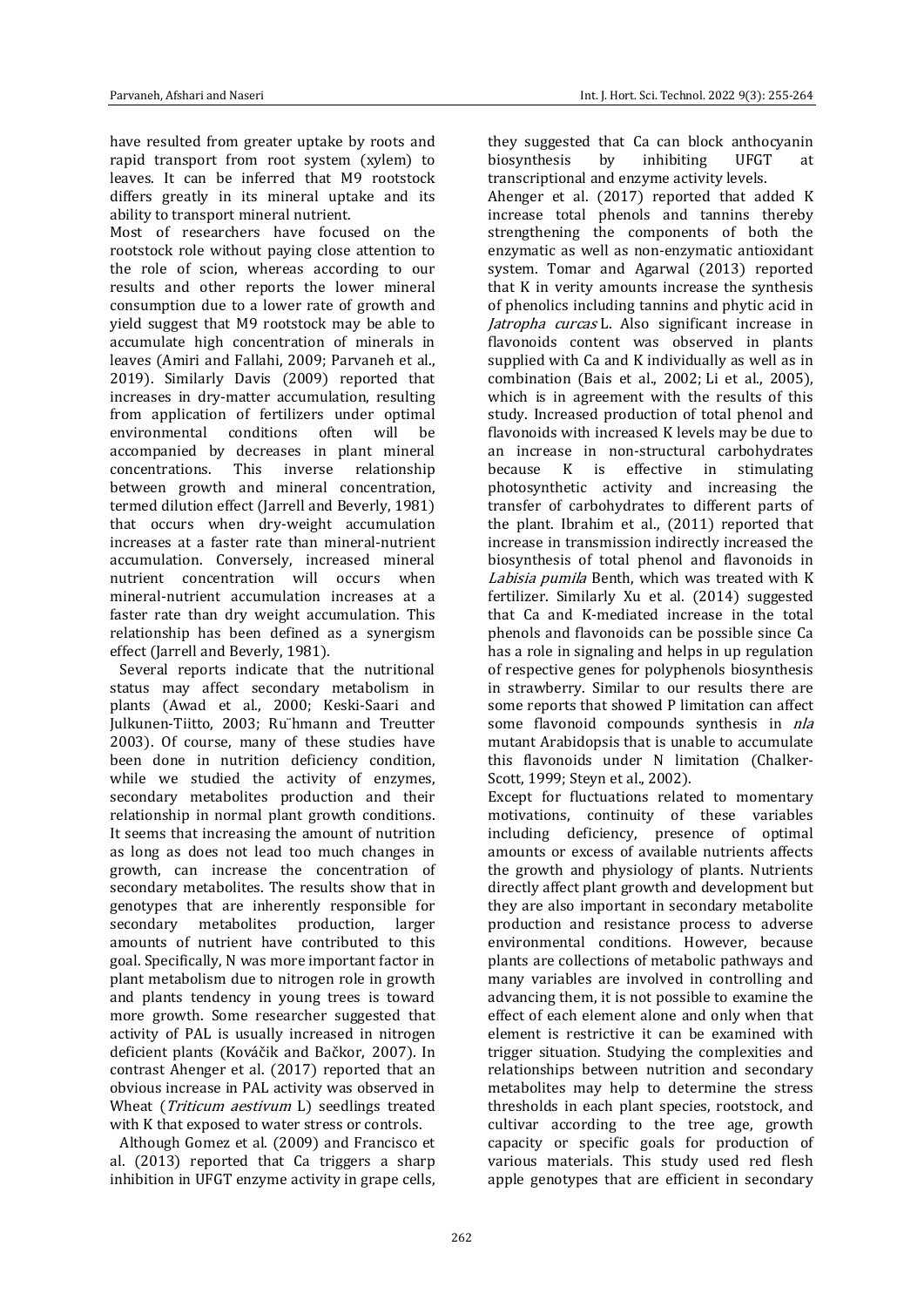have resulted from greater uptake by roots and rapid transport from root system (xylem) to leaves. It can be inferred that M9 rootstock differs greatly in its mineral uptake and its ability to transport mineral nutrient.

Most of researchers have focused on the rootstock role without paying close attention to the role of scion, whereas according to our results and other reports the lower mineral consumption due to a lower rate of growth and yield suggest that M9 rootstock may be able to accumulate high concentration of minerals in leaves (Amiri and Fallahi, 2009; Parvaneh et al., 2019). Similarly Davis (2009) reported that increases in dry-matter accumulation, resulting from application of fertilizers under optimal environmental conditions often will be accompanied by decreases in plant mineral concentrations. This inverse relationship between growth and mineral concentration, termed dilution effect (Jarrell and Beverly, 1981) that occurs when dry-weight accumulation increases at a faster rate than mineral-nutrient accumulation. Conversely, increased mineral nutrient concentration will occurs when mineral-nutrient accumulation increases at a faster rate than dry weight accumulation. This relationship has been defined as a synergism effect (Jarrell and Beverly, 1981).

Several reports indicate that the nutritional status may affect secondary metabolism in plants (Awad et al., 2000; Keski-Saari and Julkunen-Tiitto, 2003; Ru¨hmann and Treutter 2003). Of course, many of these studies have been done in nutrition deficiency condition, while we studied the activity of enzymes, secondary metabolites production and their relationship in normal plant growth conditions. It seems that increasing the amount of nutrition as long as does not lead too much changes in growth, can increase the concentration of secondary metabolites. The results show that in genotypes that are inherently responsible for secondary metabolites production, larger amounts of nutrient have contributed to this goal. Specifically, N was more important factor in plant metabolism due to nitrogen role in growth and plants tendency in young trees is toward more growth. Some researcher suggested that activity of PAL is usually increased in nitrogen deficient plants (Kováčik and Bačkor, 2007). In contrast Ahenger et al. (2017) reported that an obvious increase in PAL activity was observed in Wheat (*Triticum aestivum* L) seedlings treated with K that exposed to water stress or controls.

Although Gomez et al. (2009) and Francisco et al. (2013) reported that Ca triggers a sharp inhibition in UFGT enzyme activity in grape cells, they suggested that Ca can block anthocyanin biosynthesis by inhibiting UFGT at transcriptional and enzyme activity levels.

Ahenger et al. (2017) reported that added K increase total phenols and tannins thereby strengthening the components of both the enzymatic as well as non-enzymatic antioxidant system. Tomar and Agarwal (2013) reported that K in verity amounts increase the synthesis of phenolics including tannins and phytic acid in *Jatropha curcas* L. Also significant increase in flavonoids content was observed in plants supplied with Ca and K individually as well as in combination (Bais et al., 2002; Li et al., 2005), which is in agreement with the results of this study. Increased production of total phenol and flavonoids with increased K levels may be due to an increase in non-structural carbohydrates because K is effective in stimulating photosynthetic activity and increasing the transfer of carbohydrates to different parts of the plant. Ibrahim et al., (2011) reported that increase in transmission indirectly increased the biosynthesis of total phenol and flavonoids in *Labisia pumila* Benth, which was treated with K fertilizer. Similarly Xu et al. (2014) suggested that Ca and K-mediated increase in the total phenols and flavonoids can be possible since Ca has a role in signaling and helps in up regulation of respective genes for polyphenols biosynthesis in strawberry. Similar to our results there are some reports that showed P limitation can affect some flavonoid compounds synthesis in *nla* mutant Arabidopsis that is unable to accumulate this flavonoids under N limitation (Chalker-Scott, 1999; Steyn et al., 2002).

Except for fluctuations related to momentary motivations, continuity of these variables including deficiency, presence of optimal amounts or excess of available nutrients affects the growth and physiology of plants. Nutrients directly affect plant growth and development but they are also important in secondary metabolite production and resistance process to adverse environmental conditions. However, because plants are collections of metabolic pathways and many variables are involved in controlling and advancing them, it is not possible to examine the effect of each element alone and only when that element is restrictive it can be examined with trigger situation. Studying the complexities and relationships between nutrition and secondary metabolites may help to determine the stress thresholds in each plant species, rootstock, and cultivar according to the tree age, growth capacity or specific goals for production of various materials. This study used red flesh apple genotypes that are efficient in secondary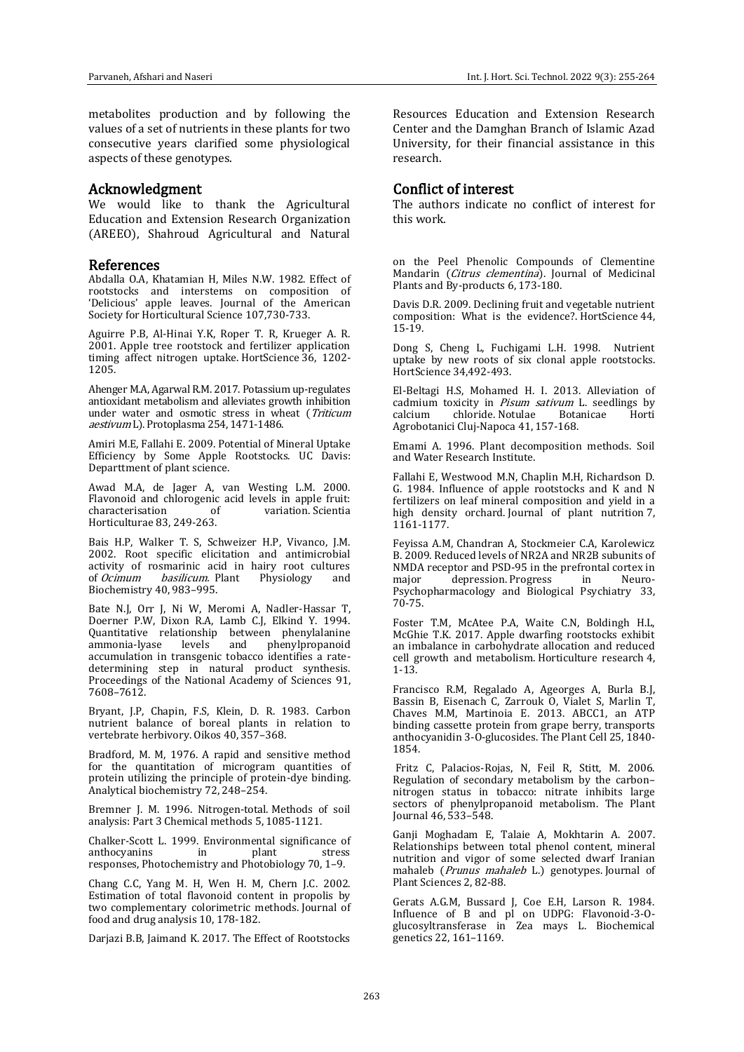metabolites production and by following the values of a set of nutrients in these plants for two consecutive years clarified some physiological aspects of these genotypes.

## Acknowledgment

We would like to thank the Agricultural Education and Extension Research Organization (AREEO), Shahroud Agricultural and Natural Resources Education and Extension Research Center and the Damghan Branch of Islamic Azad University, for their financial assistance in this research.

## Conflict of interest

The authors indicate no conflict of interest for this work.

## References

Abdalla O.A, Khatamian H, Miles N.W. 1982. Effect of rootstocks and interstems on composition of 'Delicious' apple leaves. Journal of the American Society for Horticultural Science 107,730-733.

Aguirre P.B, Al-Hinai Y.K, Roper T. R, Krueger A. R. 2001. Apple tree rootstock and fertilizer application timing affect nitrogen uptake. HortScience 36, 1202-1205.

Ahenger M.A, Agarwal R.M. 2017. Potassium up-regulates antioxidant metabolism and alleviates growth inhibition under water and osmotic stress in wheat (*Triticum aestivum* L). Protoplasma 254, 1471-1486.

Amiri M.E, Fallahi E. 2009. Potential of Mineral Uptake Efficiency by Some Apple Rootstocks. UC Davis: Departtment of plant science.

Awad M.A, de Jager A, van Westing L.M. 2000. Flavonoid and chlorogenic acid levels in apple fruit: characterisation of variation. Scientia Horticulturae 83, 249-263.

Bais H.P, Walker T. S, Schweizer H.P, Vivanco, J.M. 2002. Root specific elicitation and antimicrobial activity of rosmarinic acid in hairy root cultures of *Ocimum basilicum*. Plant Physiology and Biochemistry 40, 983–995.

Bate N.J, Orr J, Ni W, Meromi A, Nadler-Hassar T, Doerner P.W, Dixon R.A, Lamb C.J, Elkind Y. 1994. Quantitative relationship between phenylalanine ammonia-lyase levels and phenylpropanoid accumulation in transgenic tobacco identifies a rate-determining step in natural product synthesis. Proceedings of the National Academy of Sciences 91, 7608–7612.

Bryant, J.P, Chapin, F.S, Klein, D. R. 1983. Carbon nutrient balance of boreal plants in relation to vertebrate herbivory. Oikos 40, 357–368.

Bradford, M. M, 1976. A rapid and sensitive method for the quantitation of microgram quantities of protein utilizing the principle of protein-dye binding. Analytical biochemistry 72, 248–254.

Bremner J. M. 1996. Nitrogen-total. Methods of soil analysis: Part 3 Chemical methods 5, 1085-1121.

Chalker-Scott L. 1999. Environmental significance of anthocyanins in plant stress responses, Photochemistry and Photobiology 70, 1–9.

Chang C.C, Yang M. H, Wen H. M, Chern J.C. 2002. Estimation of total flavonoid content in propolis by two complementary colorimetric methods. Journal of food and drug analysis 10, 178-182.

Darjazi B.B, Jaimand K. 2017. The Effect of Rootstocks on the Peel Phenolic Compounds of Clementine Mandarin (*Citrus clementina*). Journal of Medicinal Plants and By-products 6, 173-180.

Davis D.R. 2009. Declining fruit and vegetable nutrient composition: What is the evidence?. HortScience 44, 15-19.

Dong S, Cheng L, Fuchigami L.H. 1998. Nutrient uptake by new roots of six clonal apple rootstocks. HortScience 34,492-493.

El-Beltagi H.S, Mohamed H. I. 2013. Alleviation of cadmium toxicity in *Pisum sativum* L. seedlings by calcium chloride. Notulae Botanicae Horti Agrobotanici Cluj-Napoca 41, 157-168.

Emami A. 1996. Plant decomposition methods. Soil and Water Research Institute.

Fallahi E, Westwood M.N, Chaplin M.H, Richardson D. G. 1984. Influence of apple rootstocks and K and N fertilizers on leaf mineral composition and yield in a high density orchard. Journal of plant nutrition 7, 1161-1177.

Feyissa A.M, Chandran A, Stockmeier C.A, Karolewicz B. 2009. Reduced levels of NR2A and NR2B subunits of NMDA receptor and PSD-95 in the prefrontal cortex in major depression. Progress in Neuro-Psychopharmacology and Biological Psychiatry 33, 70-75.

Foster T.M, McAtee P.A, Waite C.N, Boldingh H.L, McGhie T.K. 2017. Apple dwarfing rootstocks exhibit an imbalance in carbohydrate allocation and reduced cell growth and metabolism. Horticulture research 4, 1-13.

Francisco R.M, Regalado A, Ageorges A, Burla B.J, Bassin B, Eisenach C, Zarrouk O, Vialet S, Marlin T, Chaves M.M, Martinoia E. 2013. ABCC1, an ATP binding cassette protein from grape berry, transports anthocyanidin 3-O-glucosides. The Plant Cell 25, 1840-1854.

Fritz C, Palacios-Rojas, N, Feil R, Stitt, M. 2006. Regulation of secondary metabolism by the carbon–nitrogen status in tobacco: nitrate inhibits large sectors of phenylpropanoid metabolism. The Plant Journal 46, 533–548.

Ganji Moghadam E, Talaie A, Mokhtarin A. 2007. Relationships between total phenol content, mineral nutrition and vigor of some selected dwarf Iranian mahaleb (*Prunus mahaleb* L.) genotypes. Journal of Plant Sciences 2, 82-88.

Gerats A.G.M, Bussard J, Coe E.H, Larson R. 1984. Influence of B and pl on UDPG: Flavonoid-3-O-glucosyltransferase in Zea mays L. Biochemical genetics 22, 161–1169.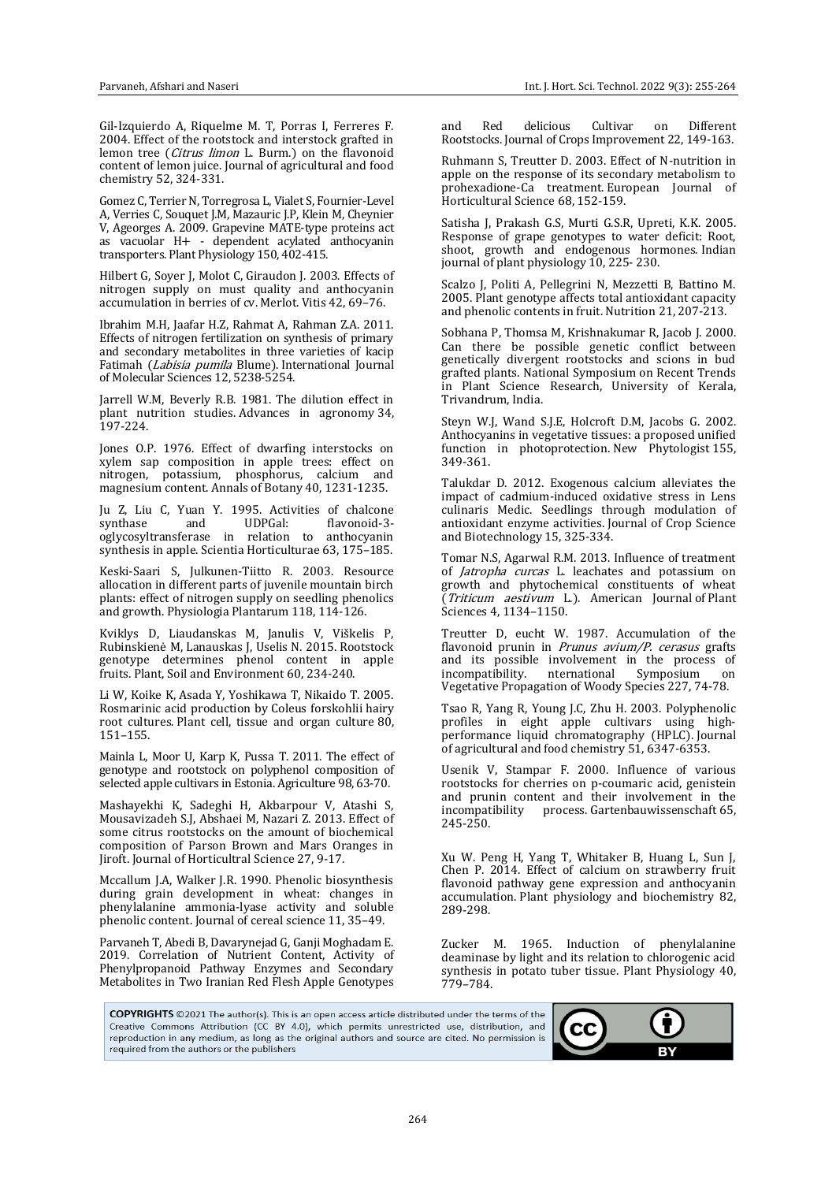Gil-Izquierdo A, Riquelme M. T, Porras I, Ferreres F. 2004. Effect of the rootstock and interstock grafted in lemon tree (*Citrus limon* L. Burm.) on the flavonoid content of lemon juice. Journal of agricultural and food chemistry 52, 324-331.

Gomez C, Terrier N, Torregrosa L, Vialet S, Fournier-Level A, Verries C, Souquet J.M, Mazauric J.P, Klein M, Cheynier V, Ageorges A. 2009. Grapevine MATE-type proteins act as vacuolar H+ - dependent acylated anthocyanin transporters. Plant Physiology 150, 402-415.

Hilbert G, Soyer J, Molot C, Giraudon J. 2003. Effects of nitrogen supply on must quality and anthocyanin accumulation in berries of cv. Merlot. Vitis 42, 69–76.

Ibrahim M.H, Jaafar H.Z, Rahmat A, Rahman Z.A. 2011. Effects of nitrogen fertilization on synthesis of primary and secondary metabolites in three varieties of kacip Fatimah (*Labisia pumila* Blume). International Journal of Molecular Sciences 12, 5238-5254.

Jarrell W.M, Beverly R.B. 1981. The dilution effect in plant nutrition studies. Advances in agronomy 34, 197-224.

Jones O.P. 1976. Effect of dwarfing interstocks on xylem sap composition in apple trees: effect on nitrogen, potassium, phosphorus, calcium and magnesium content. Annals of Botany 40, 1231-1235.

Ju Z, Liu C, Yuan Y. 1995. Activities of chalcone synthase and UDPGal: flavonoid-3-oglycosyltransferase in relation to anthocyanin synthesis in apple. Scientia Horticulturae 63, 175–185.

Keski-Saari S, Julkunen-Tiitto R. 2003. Resource allocation in different parts of juvenile mountain birch plants: effect of nitrogen supply on seedling phenolics and growth. Physiologia Plantarum 118, 114-126.

Kviklys D, Liaudanskas M, Janulis V, Viškelis P, Rubinskienė M, Lanauskas J, Uselis N. 2015. Rootstock genotype determines phenol content in apple fruits. Plant, Soil and Environment 60, 234-240.

Li W, Koike K, Asada Y, Yoshikawa T, Nikaido T. 2005. Rosmarinic acid production by Coleus forskohlii hairy root cultures. Plant cell, tissue and organ culture 80, 151–155.

Mainla L, Moor U, Karp K, Pussa T. 2011. The effect of genotype and rootstock on polyphenol composition of selected apple cultivars in Estonia. Agriculture 98, 63-70.

Mashayekhi K, Sadeghi H, Akbarpour V, Atashi S, Mousavizadeh S.J, Abshaei M, Nazari Z. 2013. Effect of some citrus rootstocks on the amount of biochemical composition of Parson Brown and Mars Oranges in Jiroft. Journal of Horticultral Science 27, 9-17.

Mccallum J.A, Walker J.R. 1990. Phenolic biosynthesis during grain development in wheat: changes in phenylalanine ammonia-lyase activity and soluble phenolic content. Journal of cereal science 11, 35–49.

Parvaneh T, Abedi B, Davarynejad G, Ganji Moghadam E. 2019. Correlation of Nutrient Content, Activity of Phenylpropanoid Pathway Enzymes and Secondary Metabolites in Two Iranian Red Flesh Apple Genotypes and Red delicious Cultivar on Different Rootstocks. Journal of Crops Improvement 22, 149-163.

Ruhmann S, Treutter D. 2003. Effect of N-nutrition in apple on the response of its secondary metabolism to prohexadione-Ca treatment. European Journal of Horticultural Science 68, 152-159.

Satisha J, Prakash G.S, Murti G.S.R, Upreti, K.K. 2005. Response of grape genotypes to water deficit: Root, shoot, growth and endogenous hormones. Indian journal of plant physiology 10, 225- 230.

Scalzo J, Politi A, Pellegrini N, Mezzetti B, Battino M. 2005. Plant genotype affects total antioxidant capacity and phenolic contents in fruit. Nutrition 21, 207-213.

Sobhana P, Thomsa M, Krishnakumar R, Jacob J. 2000. Can there be possible genetic conflict between genetically divergent rootstocks and scions in bud grafted plants. National Symposium on Recent Trends in Plant Science Research, University of Kerala, Trivandrum, India.

Steyn W.J, Wand S.J.E, Holcroft D.M, Jacobs G. 2002. Anthocyanins in vegetative tissues: a proposed unified function in photoprotection. New Phytologist 155, 349-361.

Talukdar D. 2012. Exogenous calcium alleviates the impact of cadmium-induced oxidative stress in Lens culinaris Medic. Seedlings through modulation of antioxidant enzyme activities. Journal of Crop Science and Biotechnology 15, 325-334.

Tomar N.S, Agarwal R.M. 2013. Influence of treatment of *Jatropha curcas* L. leachates and potassium on growth and phytochemical constituents of wheat (*Triticum aestivum* L.). American Journal of Plant Sciences 4, 1134–1150.

Treutter D, eucht W. 1987. Accumulation of the flavonoid prunin in *Prunus avium/P. cerasus* grafts and its possible involvement in the process of incompatibility. nternational Symposium on Vegetative Propagation of Woody Species 227, 74-78.

Tsao R, Yang R, Young J.C, Zhu H. 2003. Polyphenolic profiles in eight apple cultivars using high-performance liquid chromatography (HPLC). Journal of agricultural and food chemistry 51, 6347-6353.

Usenik V, Stampar F. 2000. Influence of various rootstocks for cherries on p-coumaric acid, genistein and prunin content and their involvement in the incompatibility process. Gartenbauwissenschaft 65, 245-250.

Xu W. Peng H, Yang T, Whitaker B, Huang L, Sun J, Chen P. 2014. Effect of calcium on strawberry fruit flavonoid pathway gene expression and anthocyanin accumulation. Plant physiology and biochemistry 82, 289-298.

Zucker M. 1965. Induction of phenylalanine deaminase by light and its relation to chlorogenic acid synthesis in potato tuber tissue. Plant Physiology 40, 779–784.

**COPYRIGHTS** ©2021 The author(s). This is an open access article distributed under the terms of the Creative Commons Attribution (CC BY 4.0), which permits unrestricted use, distribution, and reproduction in any medium, as long as the original authors and source are cited. No permission is required from the authors or the publishers